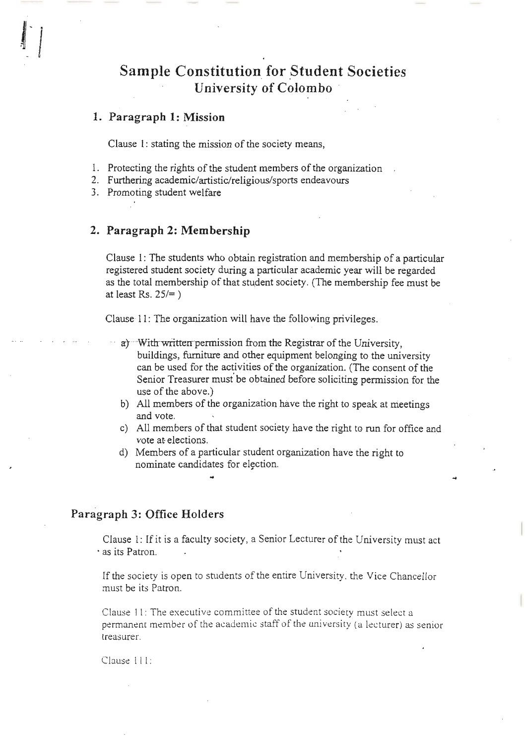# Sample Constitution for Student Societies
## University of Colombo

### 1. Paragraph 1: Mission

Clause 1: stating the mission of the society means,

1. Protecting the rights of the student members of the organization
2. Furthering academic/artistic/religious/sports endeavours
3. Promoting student welfare

### 2. Paragraph 2: Membership

Clause 1: The students who obtain registration and membership of a particular registered student society during a particular academic year will be regarded as the total membership of that student society. (The membership fee must be at least Rs. 25/= )

Clause 11: The organization will have the following privileges.

a) With written permission from the Registrar of the University, buildings, furniture and other equipment belonging to the university can be used for the activities of the organization. (The consent of the Senior Treasurer must be obtained before soliciting permission for the use of the above.)
b) All members of the organization have the right to speak at meetings and vote.
c) All members of that student society have the right to run for office and vote at elections.
d) Members of a particular student organization have the right to nominate candidates for election.

### Paragraph 3: Office Holders

Clause 1: If it is a faculty society, a Senior Lecturer of the University must act as its Patron.

If the society is open to students of the entire University. the Vice Chancellor must be its Patron.

Clause 11: The executive committee of the student society must select a permanent member of the academic staff of the university (a lecturer) as senior treasurer.

Clause 111: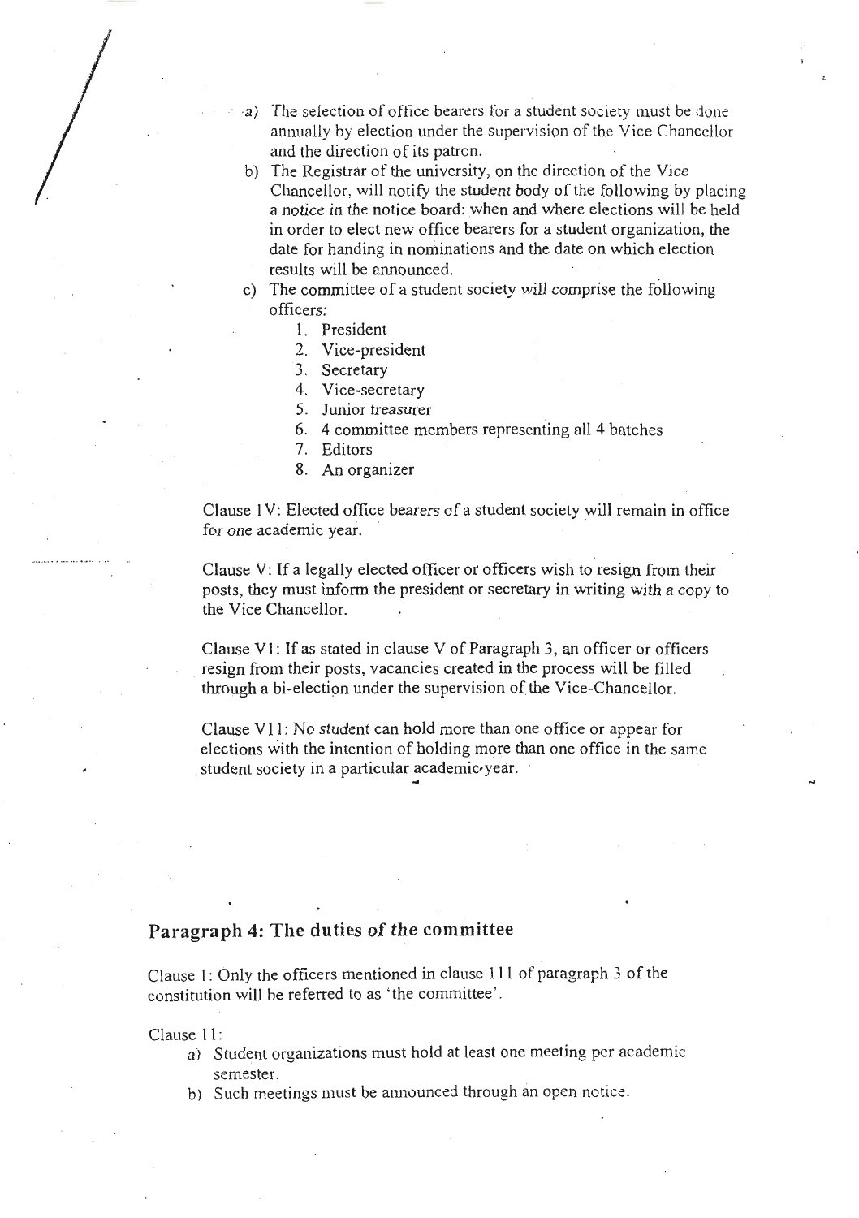a) The selection of office bearers for a student society must be done annually by election under the supervision of the Vice Chancellor and the direction of its patron.
b) The Registrar of the university, on the direction of the Vice Chancellor, will notify the student body of the following by placing a notice in the notice board: when and where elections will be held in order to elect new office bearers for a student organization, the date for handing in nominations and the date on which election results will be announced.
c) The committee of a student society will comprise the following officers:
    1. President
    2. Vice-president
    3. Secretary
    4. Vice-secretary
    5. Junior treasurer
    6. 4 committee members representing all 4 batches
    7. Editors
    8. An organizer

Clause 1V: Elected office bearers of a student society will remain in office for one academic year.

Clause V: If a legally elected officer or officers wish to resign from their posts, they must inform the president or secretary in writing with a copy to the Vice Chancellor.

Clause V1: If as stated in clause V of Paragraph 3, an officer or officers resign from their posts, vacancies created in the process will be filled through a bi-election under the supervision of the Vice-Chancellor.

Clause V11: No student can hold more than one office or appear for elections with the intention of holding more than one office in the same student society in a particular academic year.

## Paragraph 4: The duties of the committee

Clause 1: Only the officers mentioned in clause 111 of paragraph 3 of the constitution will be referred to as 'the committee'.

Clause 11:

a) Student organizations must hold at least one meeting per academic semester.
b) Such meetings must be announced through an open notice.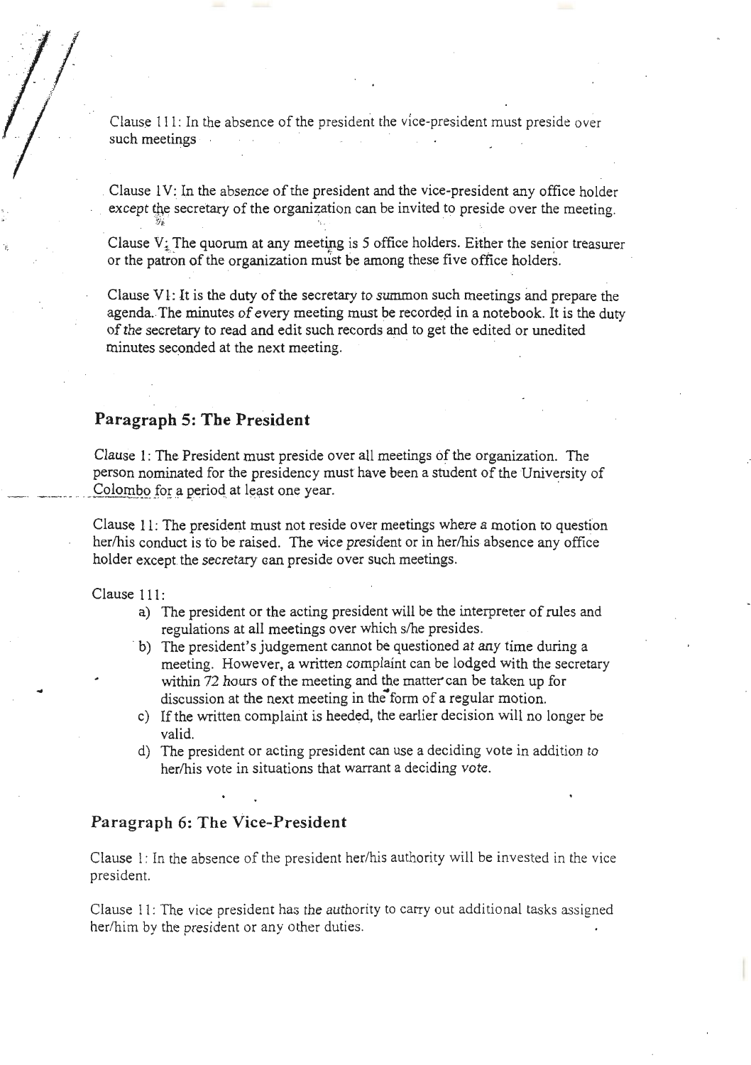Clause 111: In the absence of the president the vice-president must preside over such meetings

Clause 1V: In the absence of the president and the vice-president any office holder except the secretary of the organization can be invited to preside over the meeting.

Clause V: The quorum at any meeting is 5 office holders. Either the senior treasurer or the patron of the organization must be among these five office holders.

Clause V1: It is the duty of the secretary to summon such meetings and prepare the agenda. The minutes of every meeting must be recorded in a notebook. It is the duty of the secretary to read and edit such records and to get the edited or unedited minutes seconded at the next meeting.

## Paragraph 5: The President

Clause 1: The President must preside over all meetings of the organization. The person nominated for the presidency must have been a student of the University of Colombo for a period at least one year.

Clause 11: The president must not reside over meetings where a motion to question her/his conduct is to be raised. The vice president or in her/his absence any office holder except the secretary can preside over such meetings.

Clause 111:

a) The president or the acting president will be the interpreter of rules and regulations at all meetings over which s/he presides.
b) The president's judgement cannot be questioned at any time during a meeting. However, a written complaint can be lodged with the secretary within 72 hours of the meeting and the matter can be taken up for discussion at the next meeting in the form of a regular motion.
c) If the written complaint is heeded, the earlier decision will no longer be valid.
d) The president or acting president can use a deciding vote in addition to her/his vote in situations that warrant a deciding vote.

## Paragraph 6: The Vice-President

Clause 1: In the absence of the president her/his authority will be invested in the vice president.

Clause 11: The vice president has the authority to carry out additional tasks assigned her/him by the president or any other duties.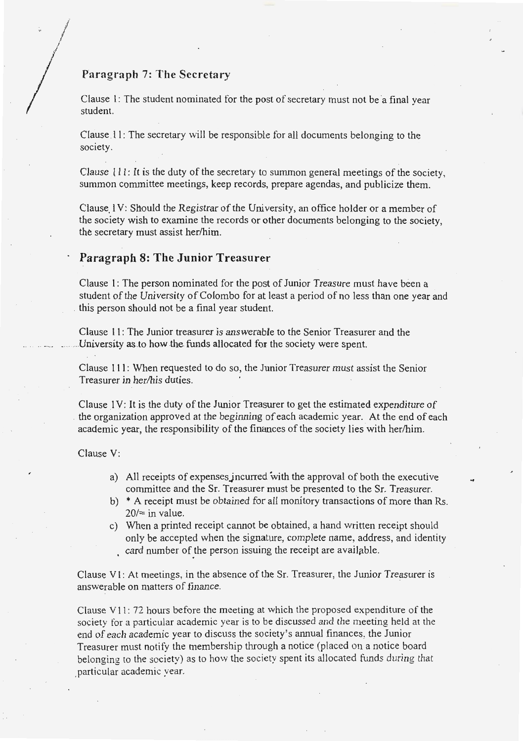## Paragraph 7: The Secretary

Clause 1: The student nominated for the post of secretary must not be a final year student.

Clause 11: The secretary will be responsible for all documents belonging to the society.

Clause 111: It is the duty of the secretary to summon general meetings of the society, summon committee meetings, keep records, prepare agendas, and publicize them.

Clause 1V: Should the Registrar of the University, an office holder or a member of the society wish to examine the records or other documents belonging to the society, the secretary must assist her/him.

## Paragraph 8: The Junior Treasurer

Clause 1: The person nominated for the post of Junior Treasure must have been a student of the University of Colombo for at least a period of no less than one year and this person should not be a final year student.

Clause 11: The Junior treasurer is answerable to the Senior Treasurer and the University as to how the funds allocated for the society were spent.

Clause 111: When requested to do so, the Junior Treasurer must assist the Senior Treasurer in her/his duties.

Clause 1V: It is the duty of the Junior Treasurer to get the estimated expenditure of the organization approved at the beginning of each academic year. At the end of each academic year, the responsibility of the finances of the society lies with her/him.

Clause V:

a) All receipts of expenses incurred with the approval of both the executive committee and the Sr. Treasurer must be presented to the Sr. Treasurer.
b) * A receipt must be obtained for all monitory transactions of more than Rs. 20/= in value.
c) When a printed receipt cannot be obtained, a hand written receipt should only be accepted when the signature, complete name, address, and identity card number of the person issuing the receipt are available.

Clause V1: At meetings, in the absence of the Sr. Treasurer, the Junior Treasurer is answerable on matters of finance.

Clause V11: 72 hours before the meeting at which the proposed expenditure of the society for a particular academic year is to be discussed and the meeting held at the end of each academic year to discuss the society's annual finances, the Junior Treasurer must notify the membership through a notice (placed on a notice board belonging to the society) as to how the society spent its allocated funds during that particular academic year.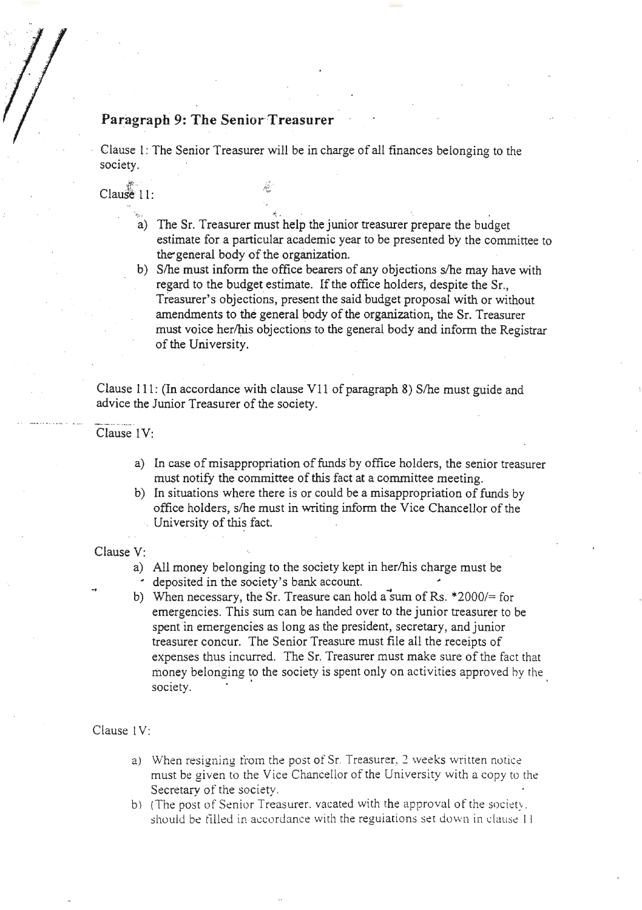## Paragraph 9: The Senior Treasurer

Clause 1: The Senior Treasurer will be in charge of all finances belonging to the society.

Clause 11:

a) The Sr. Treasurer must help the junior treasurer prepare the budget estimate for a particular academic year to be presented by the committee to the general body of the organization.
b) S/he must inform the office bearers of any objections s/he may have with regard to the budget estimate. If the office holders, despite the Sr., Treasurer's objections, present the said budget proposal with or without amendments to the general body of the organization, the Sr. Treasurer must voice her/his objections to the general body and inform the Registrar of the University.

Clause 111: (In accordance with clause V11 of paragraph 8) S/he must guide and advice the Junior Treasurer of the society.

Clause 1V:

a) In case of misappropriation of funds by office holders, the senior treasurer must notify the committee of this fact at a committee meeting.
b) In situations where there is or could be a misappropriation of funds by office holders, s/he must in writing inform the Vice Chancellor of the University of this fact.

Clause V:

a) All money belonging to the society kept in her/his charge must be deposited in the society's bank account.
b) When necessary, the Sr. Treasure can hold a sum of Rs. *2000/= for emergencies. This sum can be handed over to the junior treasurer to be spent in emergencies as long as the president, secretary, and junior treasurer concur. The Senior Treasure must file all the receipts of expenses thus incurred. The Sr. Treasurer must make sure of the fact that money belonging to the society is spent only on activities approved by the society.

Clause 1V:

a) When resigning from the post of Sr. Treasurer, 2 weeks written notice must be given to the Vice Chancellor of the University with a copy to the Secretary of the society.
b) (The post of Senior Treasurer, vacated with the approval of the society, should be filled in accordance with the regulations set down in clause 11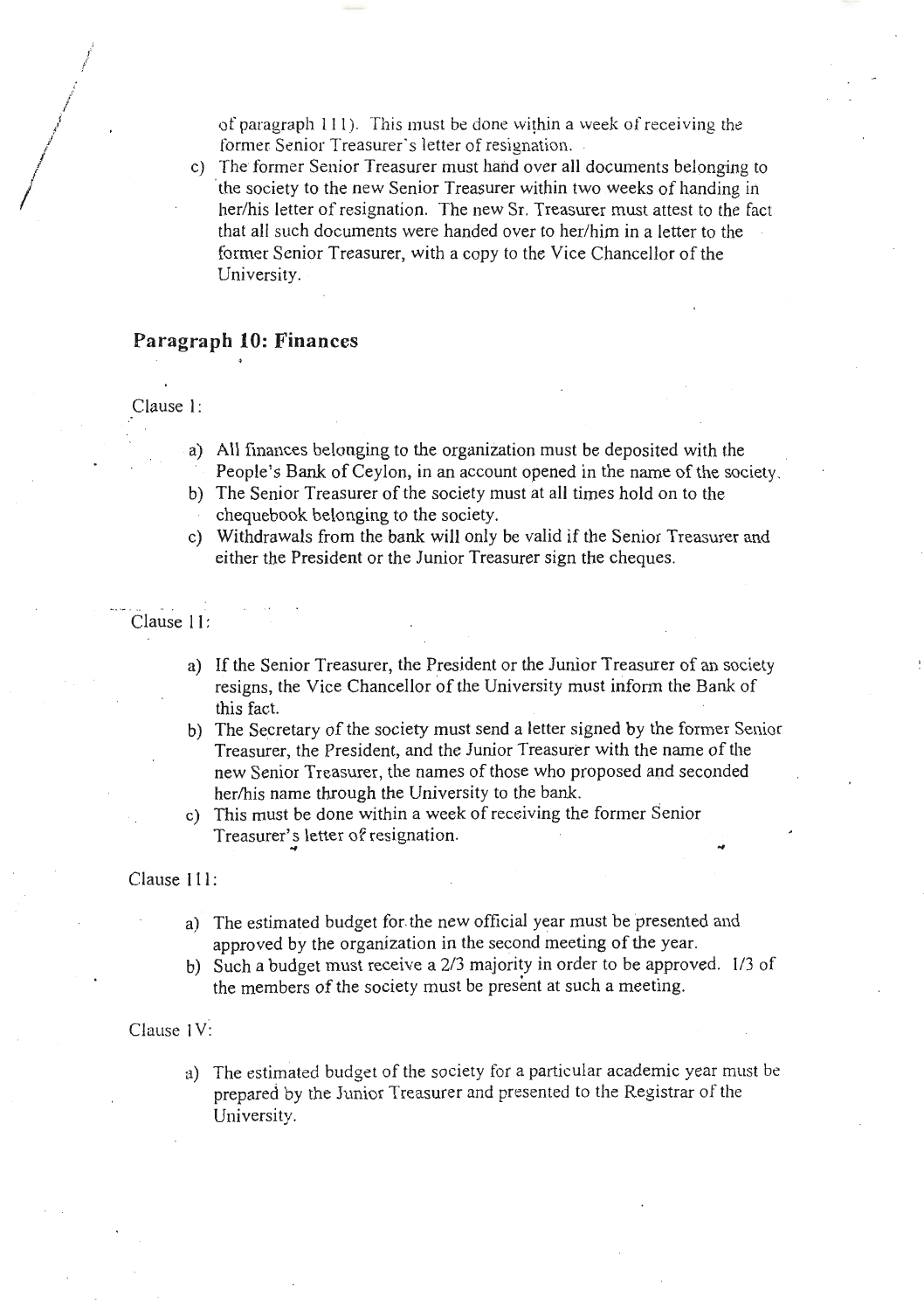of paragraph 111). This must be done within a week of receiving the former Senior Treasurer's letter of resignation.

c) The former Senior Treasurer must hand over all documents belonging to the society to the new Senior Treasurer within two weeks of handing in her/his letter of resignation. The new Sr. Treasurer must attest to the fact that all such documents were handed over to her/him in a letter to the former Senior Treasurer, with a copy to the Vice Chancellor of the University.

## Paragraph 10: Finances

Clause 1:

a) All finances belonging to the organization must be deposited with the People's Bank of Ceylon, in an account opened in the name of the society.
b) The Senior Treasurer of the society must at all times hold on to the chequebook belonging to the society.
c) Withdrawals from the bank will only be valid if the Senior Treasurer and either the President or the Junior Treasurer sign the cheques.

Clause 11:

a) If the Senior Treasurer, the President or the Junior Treasurer of an society resigns, the Vice Chancellor of the University must inform the Bank of this fact.
b) The Secretary of the society must send a letter signed by the former Senior Treasurer, the President, and the Junior Treasurer with the name of the new Senior Treasurer, the names of those who proposed and seconded her/his name through the University to the bank.
c) This must be done within a week of receiving the former Senior Treasurer's letter of resignation.

Clause 111:

a) The estimated budget for the new official year must be presented and approved by the organization in the second meeting of the year.
b) Such a budget must receive a 2/3 majority in order to be approved. 1/3 of the members of the society must be present at such a meeting.

Clause 1V:

a) The estimated budget of the society for a particular academic year must be prepared by the Junior Treasurer and presented to the Registrar of the University.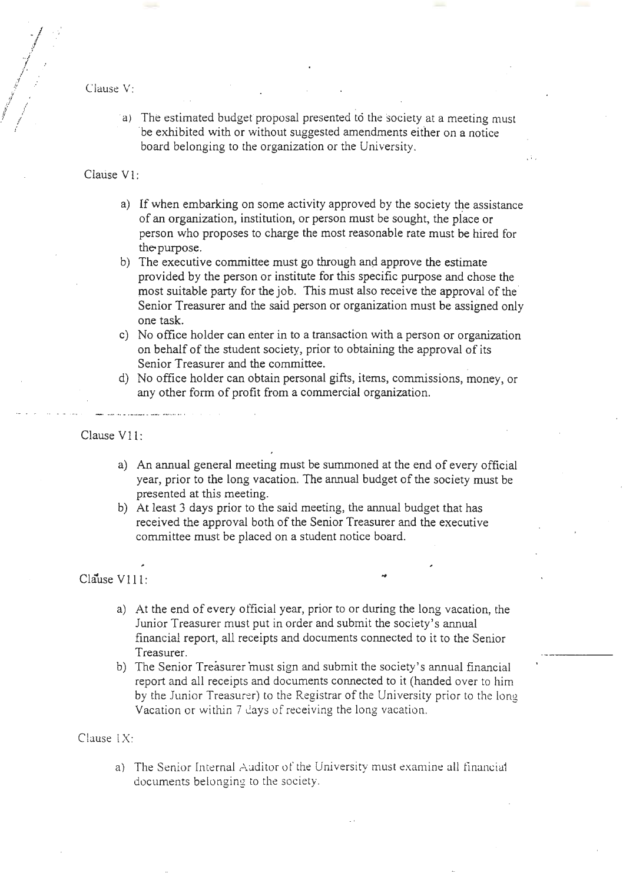Clause V:

a) The estimated budget proposal presented to the society at a meeting must be exhibited with or without suggested amendments either on a notice board belonging to the organization or the University.

Clause V1:

a) If when embarking on some activity approved by the society the assistance of an organization, institution, or person must be sought, the place or person who proposes to charge the most reasonable rate must be hired for the purpose.
b) The executive committee must go through and approve the estimate provided by the person or institute for this specific purpose and chose the most suitable party for the job. This must also receive the approval of the Senior Treasurer and the said person or organization must be assigned only one task.
c) No office holder can enter in to a transaction with a person or organization on behalf of the student society, prior to obtaining the approval of its Senior Treasurer and the committee.
d) No office holder can obtain personal gifts, items, commissions, money, or any other form of profit from a commercial organization.

Clause V11:

a) An annual general meeting must be summoned at the end of every official year, prior to the long vacation. The annual budget of the society must be presented at this meeting.
b) At least 3 days prior to the said meeting, the annual budget that has received the approval both of the Senior Treasurer and the executive committee must be placed on a student notice board.

Clause V111:

a) At the end of every official year, prior to or during the long vacation, the Junior Treasurer must put in order and submit the society's annual financial report, all receipts and documents connected to it to the Senior Treasurer.
b) The Senior Treasurer must sign and submit the society's annual financial report and all receipts and documents connected to it (handed over to him by the Junior Treasurer) to the Registrar of the University prior to the long Vacation or within 7 days of receiving the long vacation.

Clause IX:

a) The Senior Internal Auditor of the University must examine all financial documents belonging to the society.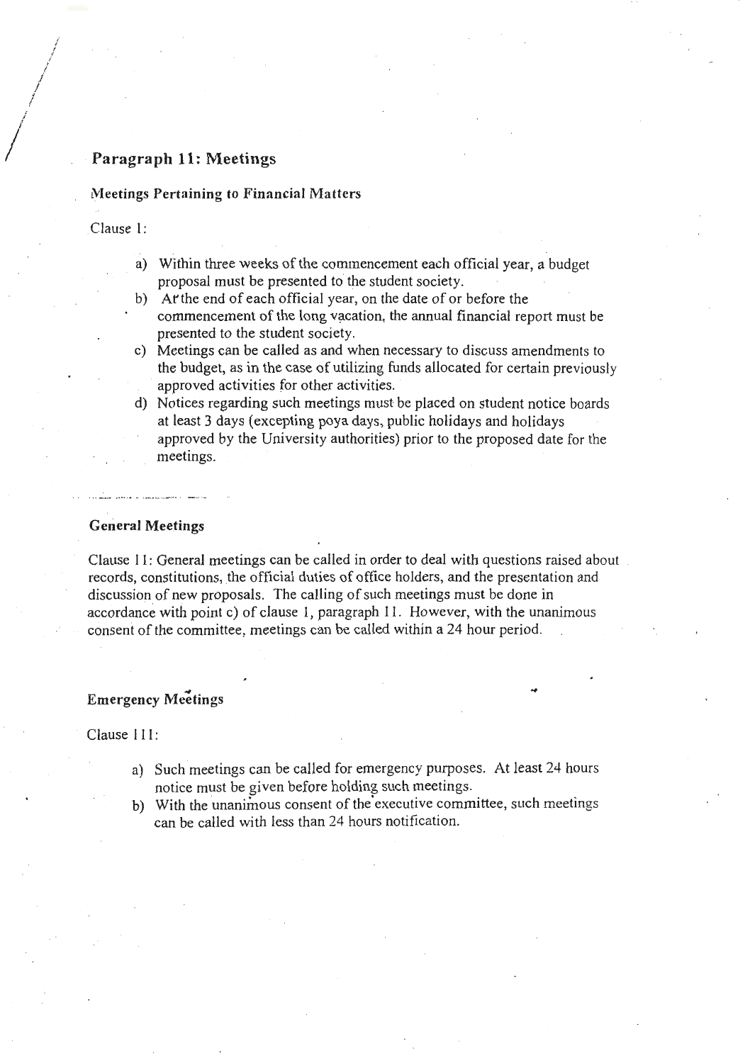## Paragraph 11: Meetings

### Meetings Pertaining to Financial Matters

Clause 1:

a) Within three weeks of the commencement each official year, a budget proposal must be presented to the student society.
b) At the end of each official year, on the date of or before the commencement of the long vacation, the annual financial report must be presented to the student society.
c) Meetings can be called as and when necessary to discuss amendments to the budget, as in the case of utilizing funds allocated for certain previously approved activities for other activities.
d) Notices regarding such meetings must be placed on student notice boards at least 3 days (excepting poya days, public holidays and holidays approved by the University authorities) prior to the proposed date for the meetings.

### General Meetings

Clause 11: General meetings can be called in order to deal with questions raised about records, constitutions, the official duties of office holders, and the presentation and discussion of new proposals. The calling of such meetings must be done in accordance with point c) of clause 1, paragraph 11. However, with the unanimous consent of the committee, meetings can be called within a 24 hour period.

### Emergency Meetings

Clause 111:

a) Such meetings can be called for emergency purposes. At least 24 hours notice must be given before holding such meetings.
b) With the unanimous consent of the executive committee, such meetings can be called with less than 24 hours notification.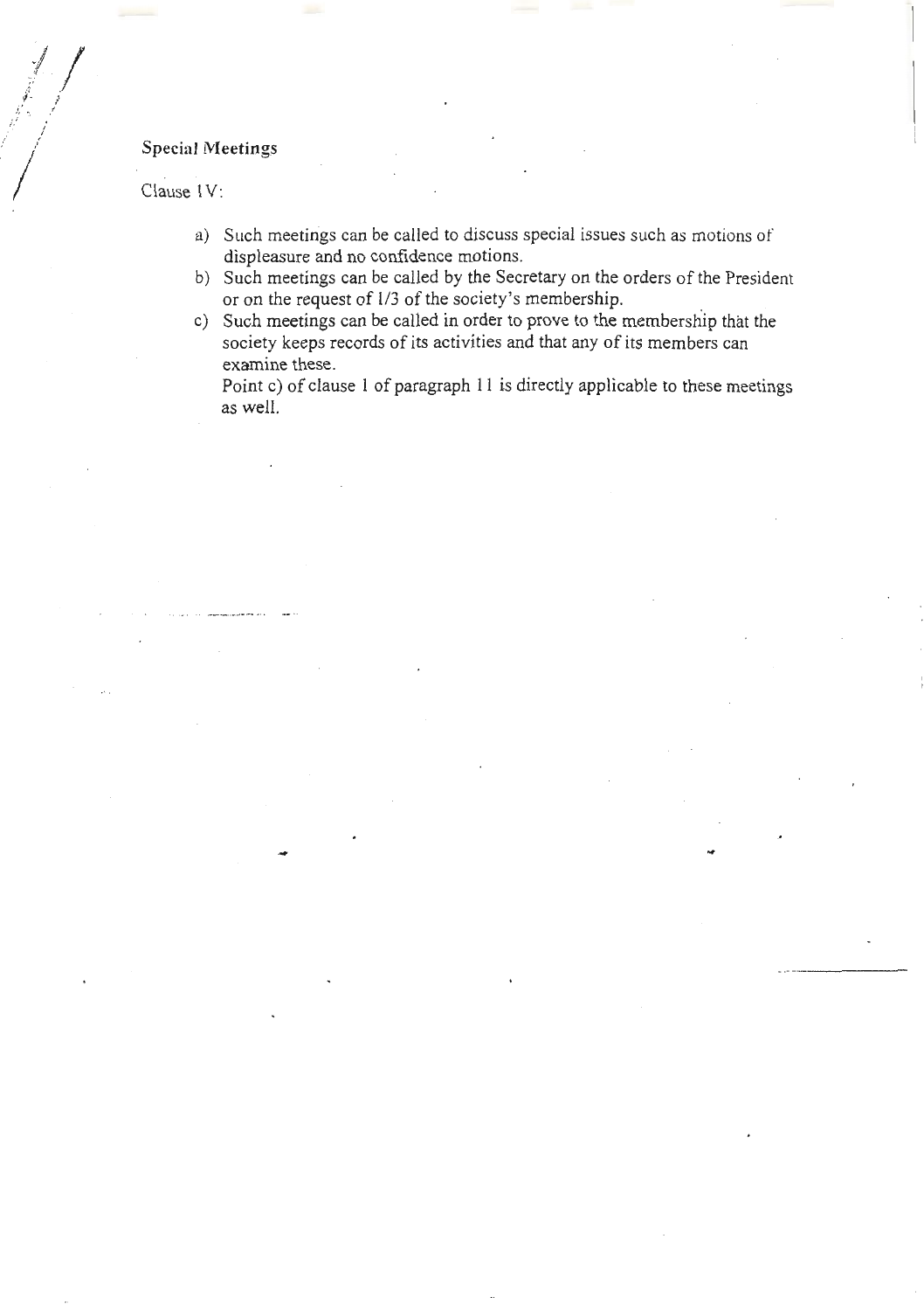### Special Meetings

Clause IV:

a) Such meetings can be called to discuss special issues such as motions of displeasure and no confidence motions.
b) Such meetings can be called by the Secretary on the orders of the President or on the request of 1/3 of the society's membership.
c) Such meetings can be called in order to prove to the membership that the society keeps records of its activities and that any of its members can examine these.

   Point c) of clause 1 of paragraph 11 is directly applicable to these meetings as well.